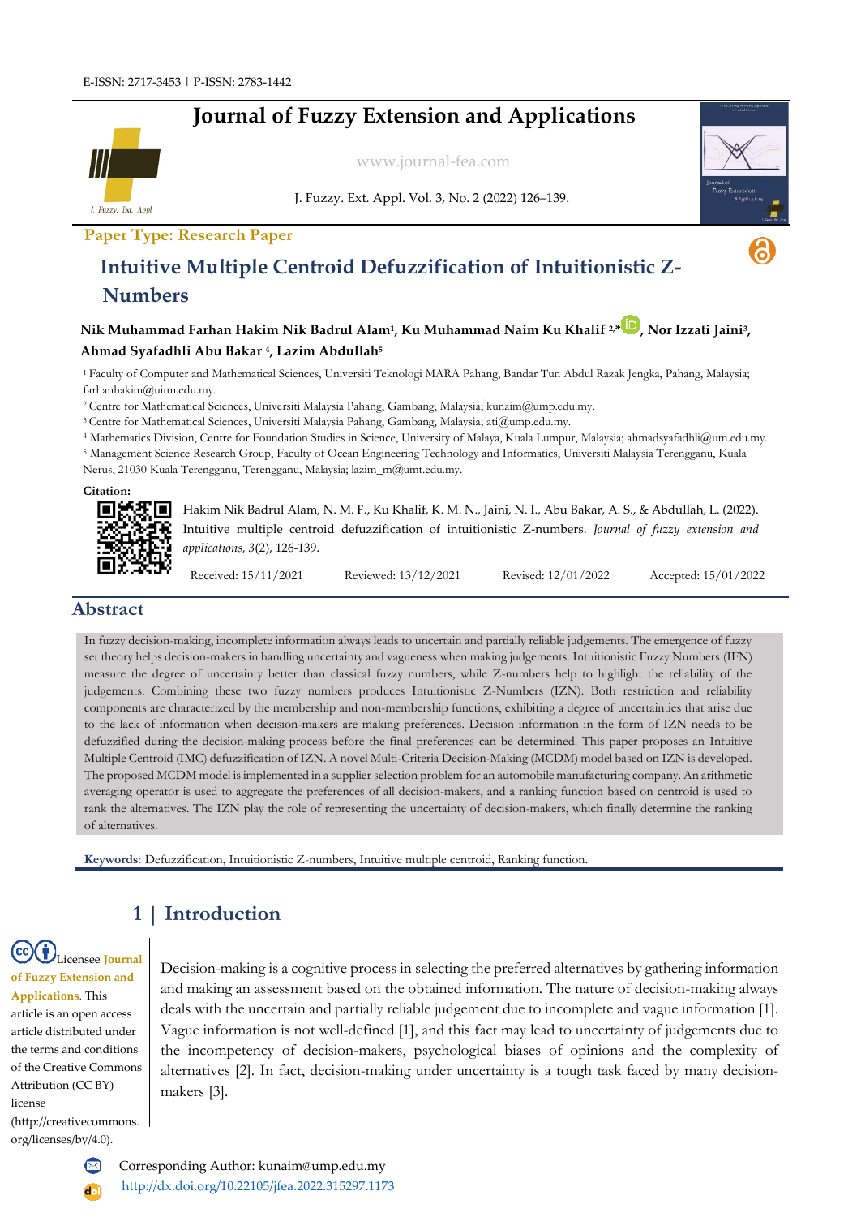E-ISSN: 2717-3453 | P-ISSN: 2783-1442

# Journal of Fuzzy Extension and Applications

www.journal-fea.com

J. Fuzzy. Ext. Appl. Vol. 3, No. 2 (2022) 126–139.

**Paper Type: Research Paper**

## Intuitive Multiple Centroid Defuzzification of Intuitionistic Z-Numbers

**Nik Muhammad Farhan Hakim Nik Badrul Alam[1], Ku Muhammad Naim Ku Khalif [2,*], Nor Izzati Jaini[3], Ahmad Syafadhli Abu Bakar [4], Lazim Abdullah[5]**

[1] Faculty of Computer and Mathematical Sciences, Universiti Teknologi MARA Pahang, Bandar Tun Abdul Razak Jengka, Pahang, Malaysia; farhanhakim@uitm.edu.my.

[2] Centre for Mathematical Sciences, Universiti Malaysia Pahang, Gambang, Malaysia; kunaim@ump.edu.my.

[3] Centre for Mathematical Sciences, Universiti Malaysia Pahang, Gambang, Malaysia; ati@ump.edu.my.

[4] Mathematics Division, Centre for Foundation Studies in Science, University of Malaya, Kuala Lumpur, Malaysia; ahmadsyafadhli@um.edu.my.

[5] Management Science Research Group, Faculty of Ocean Engineering Technology and Informatics, Universiti Malaysia Terengganu, Kuala Nerus, 21030 Kuala Terengganu, Terengganu, Malaysia; lazim_m@umt.edu.my.

**Citation:**

Hakim Nik Badrul Alam, N. M. F., Ku Khalif, K. M. N., Jaini, N. I., Abu Bakar, A. S., & Abdullah, L. (2022). Intuitive multiple centroid defuzzification of intuitionistic Z-numbers. *Journal of fuzzy extension and applications, 3*(2), 126-139.

| Received: 15/11/2021 | Reviewed: 13/12/2021 | Revised: 12/01/2022 | Accepted: 15/01/2022 |
|---|---|---|---|

## Abstract

In fuzzy decision-making, incomplete information always leads to uncertain and partially reliable judgements. The emergence of fuzzy set theory helps decision-makers in handling uncertainty and vagueness when making judgements. Intuitionistic Fuzzy Numbers (IFN) measure the degree of uncertainty better than classical fuzzy numbers, while Z-numbers help to highlight the reliability of the judgements. Combining these two fuzzy numbers produces Intuitionistic Z-Numbers (IZN). Both restriction and reliability components are characterized by the membership and non-membership functions, exhibiting a degree of uncertainties that arise due to the lack of information when decision-makers are making preferences. Decision information in the form of IZN needs to be defuzzified during the decision-making process before the final preferences can be determined. This paper proposes an Intuitive Multiple Centroid (IMC) defuzzification of IZN. A novel Multi-Criteria Decision-Making (MCDM) model based on IZN is developed. The proposed MCDM model is implemented in a supplier selection problem for an automobile manufacturing company. An arithmetic averaging operator is used to aggregate the preferences of all decision-makers, and a ranking function based on centroid is used to rank the alternatives. The IZN play the role of representing the uncertainty of decision-makers, which finally determine the ranking of alternatives.

**Keywords:** Defuzzification, Intuitionistic Z-numbers, Intuitive multiple centroid, Ranking function.

## 1 | Introduction

Licensee Journal of Fuzzy Extension and Applications. This article is an open access article distributed under the terms and conditions of the Creative Commons Attribution (CC BY) license (http://creativecommons.org/licenses/by/4.0).

Decision-making is a cognitive process in selecting the preferred alternatives by gathering information and making an assessment based on the obtained information. The nature of decision-making always deals with the uncertain and partially reliable judgement due to incomplete and vague information [1]. Vague information is not well-defined [1], and this fact may lead to uncertainty of judgements due to the incompetency of decision-makers, psychological biases of opinions and the complexity of alternatives [2]. In fact, decision-making under uncertainty is a tough task faced by many decision-makers [3].

Corresponding Author: kunaim@ump.edu.my

http://dx.doi.org/10.22105/jfea.2022.315297.1173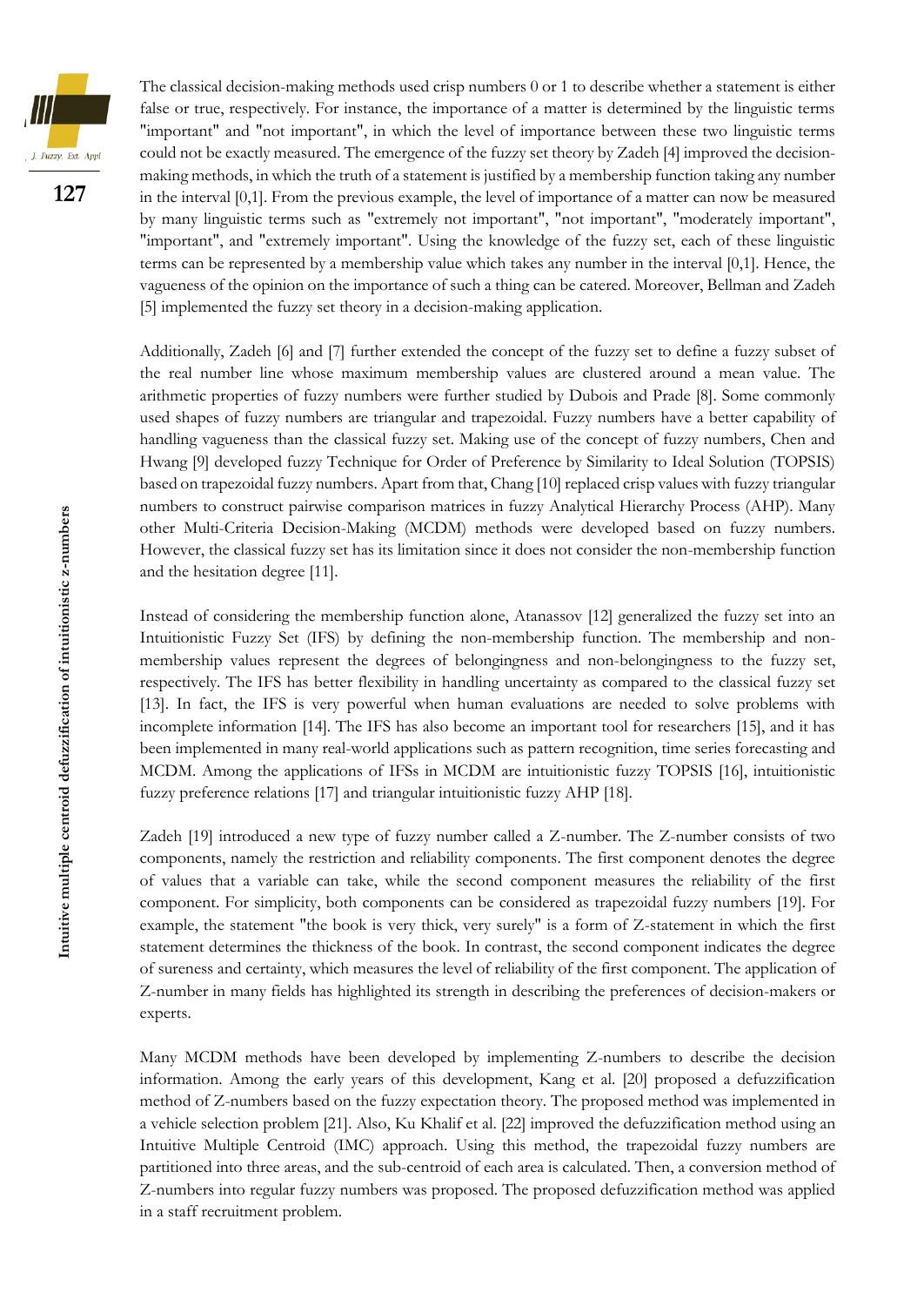The classical decision-making methods used crisp numbers 0 or 1 to describe whether a statement is either false or true, respectively. For instance, the importance of a matter is determined by the linguistic terms "important" and "not important", in which the level of importance between these two linguistic terms could not be exactly measured. The emergence of the fuzzy set theory by Zadeh [4] improved the decision-making methods, in which the truth of a statement is justified by a membership function taking any number in the interval [0,1]. From the previous example, the level of importance of a matter can now be measured by many linguistic terms such as "extremely not important", "not important", "moderately important", "important", and "extremely important". Using the knowledge of the fuzzy set, each of these linguistic terms can be represented by a membership value which takes any number in the interval [0,1]. Hence, the vagueness of the opinion on the importance of such a thing can be catered. Moreover, Bellman and Zadeh [5] implemented the fuzzy set theory in a decision-making application.

Additionally, Zadeh [6] and [7] further extended the concept of the fuzzy set to define a fuzzy subset of the real number line whose maximum membership values are clustered around a mean value. The arithmetic properties of fuzzy numbers were further studied by Dubois and Prade [8]. Some commonly used shapes of fuzzy numbers are triangular and trapezoidal. Fuzzy numbers have a better capability of handling vagueness than the classical fuzzy set. Making use of the concept of fuzzy numbers, Chen and Hwang [9] developed fuzzy Technique for Order of Preference by Similarity to Ideal Solution (TOPSIS) based on trapezoidal fuzzy numbers. Apart from that, Chang [10] replaced crisp values with fuzzy triangular numbers to construct pairwise comparison matrices in fuzzy Analytical Hierarchy Process (AHP). Many other Multi-Criteria Decision-Making (MCDM) methods were developed based on fuzzy numbers. However, the classical fuzzy set has its limitation since it does not consider the non-membership function and the hesitation degree [11].

Instead of considering the membership function alone, Atanassov [12] generalized the fuzzy set into an Intuitionistic Fuzzy Set (IFS) by defining the non-membership function. The membership and non-membership values represent the degrees of belongingness and non-belongingness to the fuzzy set, respectively. The IFS has better flexibility in handling uncertainty as compared to the classical fuzzy set [13]. In fact, the IFS is very powerful when human evaluations are needed to solve problems with incomplete information [14]. The IFS has also become an important tool for researchers [15], and it has been implemented in many real-world applications such as pattern recognition, time series forecasting and MCDM. Among the applications of IFSs in MCDM are intuitionistic fuzzy TOPSIS [16], intuitionistic fuzzy preference relations [17] and triangular intuitionistic fuzzy AHP [18].

Zadeh [19] introduced a new type of fuzzy number called a Z-number. The Z-number consists of two components, namely the restriction and reliability components. The first component denotes the degree of values that a variable can take, while the second component measures the reliability of the first component. For simplicity, both components can be considered as trapezoidal fuzzy numbers [19]. For example, the statement "the book is very thick, very surely" is a form of Z-statement in which the first statement determines the thickness of the book. In contrast, the second component indicates the degree of sureness and certainty, which measures the level of reliability of the first component. The application of Z-number in many fields has highlighted its strength in describing the preferences of decision-makers or experts.

Many MCDM methods have been developed by implementing Z-numbers to describe the decision information. Among the early years of this development, Kang et al. [20] proposed a defuzzification method of Z-numbers based on the fuzzy expectation theory. The proposed method was implemented in a vehicle selection problem [21]. Also, Ku Khalif et al. [22] improved the defuzzification method using an Intuitive Multiple Centroid (IMC) approach. Using this method, the trapezoidal fuzzy numbers are partitioned into three areas, and the sub-centroid of each area is calculated. Then, a conversion method of Z-numbers into regular fuzzy numbers was proposed. The proposed defuzzification method was applied in a staff recruitment problem.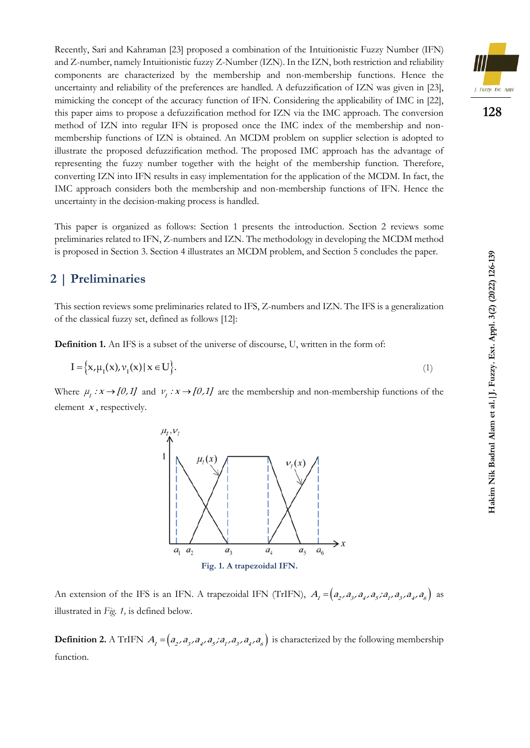Recently, Sari and Kahraman [23] proposed a combination of the Intuitionistic Fuzzy Number (IFN) and Z-number, namely Intuitionistic fuzzy Z-Number (IZN). In the IZN, both restriction and reliability components are characterized by the membership and non-membership functions. Hence the uncertainty and reliability of the preferences are handled. A defuzzification of IZN was given in [23], mimicking the concept of the accuracy function of IFN. Considering the applicability of IMC in [22], this paper aims to propose a defuzzification method for IZN via the IMC approach. The conversion method of IZN into regular IFN is proposed once the IMC index of the membership and non-membership functions of IZN is obtained. An MCDM problem on supplier selection is adopted to illustrate the proposed defuzzification method. The proposed IMC approach has the advantage of representing the fuzzy number together with the height of the membership function. Therefore, converting IZN into IFN results in easy implementation for the application of the MCDM. In fact, the IMC approach considers both the membership and non-membership functions of IFN. Hence the uncertainty in the decision-making process is handled.

This paper is organized as follows: Section 1 presents the introduction. Section 2 reviews some preliminaries related to IFN, Z-numbers and IZN. The methodology in developing the MCDM method is proposed in Section 3. Section 4 illustrates an MCDM problem, and Section 5 concludes the paper.

## 2 | Preliminaries

This section reviews some preliminaries related to IFS, Z-numbers and IZN. The IFS is a generalization of the classical fuzzy set, defined as follows [12]:

**Definition 1.** An IFS is a subset of the universe of discourse, U, written in the form of:

$$I=\{x,\mu_I(x),v_I(x)\,|\,x\in U\}. \tag{1}$$

Where $\mu_I : x \to [0,1]$ and $v_I : x \to [0,1]$ are the membership and non-membership functions of the element $x$, respectively.

**Fig. 1. A trapezoidal IFN.**

An extension of the IFS is an IFN. A trapezoidal IFN (TrIFN), $A_I=(a_2,a_3,a_4,a_5;a_1,a_3,a_4,a_6)$ as illustrated in *Fig. 1*, is defined below.

**Definition 2.** A TrIFN $A_I=(a_2,a_3,a_4,a_5;a_1,a_3,a_4,a_6)$ is characterized by the following membership function.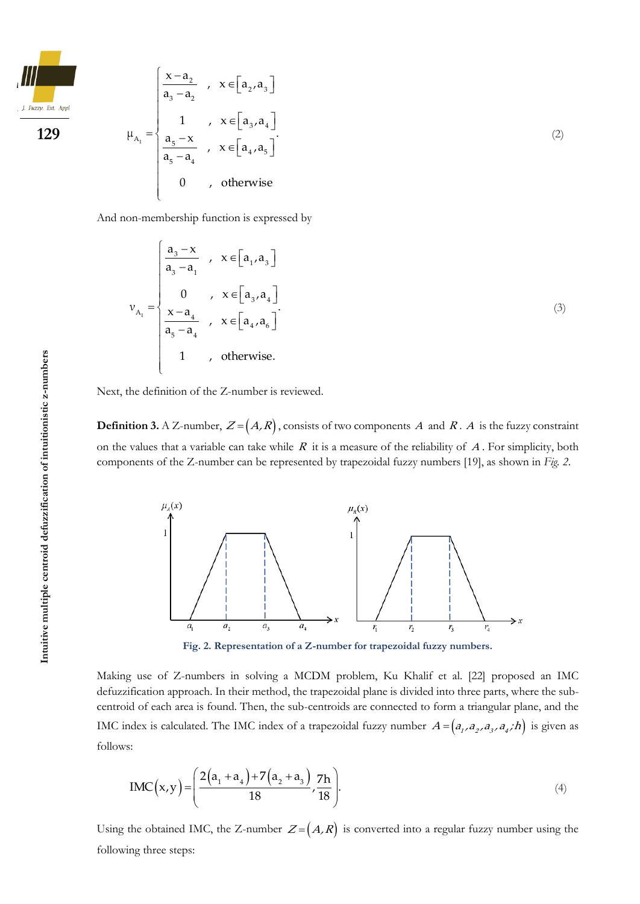$$\mu_{A_1} = \begin{cases} \dfrac{x-a_2}{a_3-a_2} & , \ x \in [a_2, a_3] \\ 1 & , \ x \in [a_3, a_4] \\ \dfrac{a_5-x}{a_5-a_4} & , \ x \in [a_4, a_5] \\ 0 & , \ \text{otherwise} \end{cases}. \tag{2}$$

And non-membership function is expressed by

$$v_{A_1} = \begin{cases} \dfrac{a_3-x}{a_3-a_1} & , \ x \in [a_1, a_3] \\ 0 & , \ x \in [a_3, a_4] \\ \dfrac{x-a_4}{a_5-a_4} & , \ x \in [a_4, a_6] \\ 1 & , \ \text{otherwise.} \end{cases}. \tag{3}$$

Next, the definition of the Z-number is reviewed.

**Definition 3.** A Z-number, $Z=(A,R)$, consists of two components $A$ and $R$. $A$ is the fuzzy constraint on the values that a variable can take while $R$ it is a measure of the reliability of $A$. For simplicity, both components of the Z-number can be represented by trapezoidal fuzzy numbers [19], as shown in *Fig. 2*.

**Fig. 2. Representation of a Z-number for trapezoidal fuzzy numbers.**

Making use of Z-numbers in solving a MCDM problem, Ku Khalif et al. [22] proposed an IMC defuzzification approach. In their method, the trapezoidal plane is divided into three parts, where the sub-centroid of each area is found. Then, the sub-centroids are connected to form a triangular plane, and the IMC index is calculated. The IMC index of a trapezoidal fuzzy number $A=(a_1,a_2,a_3,a_4;h)$ is given as follows:

$$\text{IMC}(x,y) = \left( \frac{2(a_1+a_4)+7(a_2+a_3)}{18}, \frac{7h}{18} \right). \tag{4}$$

Using the obtained IMC, the Z-number $Z=(A,R)$ is converted into a regular fuzzy number using the following three steps: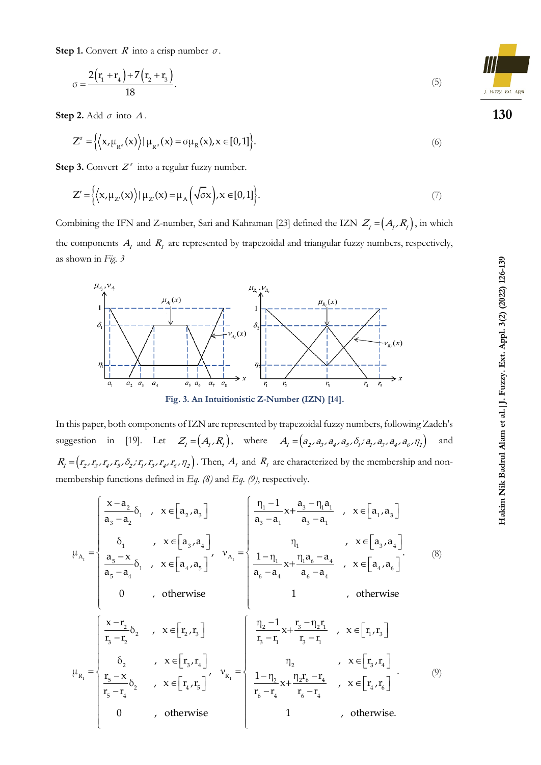**Step 1.** Convert $R$ into a crisp number $\sigma$.

$$\sigma = \frac{2\left(r_1 + r_4\right) + 7\left(r_2 + r_3\right)}{18}. \tag{5}$$

**Step 2.** Add $\sigma$ into $A$.

$$Z^{\sigma} = \left\{\left\langle x, \mu_{R^{\sigma}}(x)\right\rangle \mid \mu_{R^{\sigma}}(x) = \sigma\mu_{R}(x), x \in [0,1]\right\}. \tag{6}$$

**Step 3.** Convert $Z^{\sigma}$ into a regular fuzzy number.

$$Z' = \left\{\left\langle x, \mu_{Z'}(x)\right\rangle \mid \mu_{Z'}(x) = \mu_{A}\left(\sqrt{\sigma}x\right), x \in [0,1]\right\}. \tag{7}$$

Combining the IFN and Z-number, Sari and Kahraman [23] defined the IZN $Z_I = \left(A_I, R_I\right)$, in which the components $A_I$ and $R_I$ are represented by trapezoidal and triangular fuzzy numbers, respectively, as shown in *Fig. 3*

**Fig. 3. An Intuitionistic Z-Number (IZN) [14].**

In this paper, both components of IZN are represented by trapezoidal fuzzy numbers, following Zadeh's suggestion in [19]. Let $Z_I = \left(A_I, R_I\right)$, where $A_I = \left(a_2, a_3, a_4, a_5, \delta_1; a_1, a_3, a_4, a_6, \eta_1\right)$ and $R_I = \left(r_2, r_3, r_4, r_5, \delta_2; r_1, r_3, r_4, r_6, \eta_2\right)$. Then, $A_I$ and $R_I$ are characterized by the membership and non-membership functions defined in *Eq. (8)* and *Eq. (9)*, respectively.

$$\mu_{A_I} = \begin{cases} \dfrac{x - a_2}{a_3 - a_2}\delta_1 & , \ x \in \left[a_2, a_3\right] \\ \delta_1 & , \ x \in \left[a_3, a_4\right] \\ \dfrac{a_5 - x}{a_5 - a_4}\delta_1 & , \ x \in \left[a_4, a_5\right] \\ 0 & , \ \text{otherwise} \end{cases}, \quad \nu_{A_I} = \begin{cases} \dfrac{\eta_1 - 1}{a_3 - a_1}x + \dfrac{a_3 - \eta_1 a_1}{a_3 - a_1} & , \ x \in \left[a_1, a_3\right] \\ \eta_1 & , \ x \in \left[a_3, a_4\right] \\ \dfrac{1 - \eta_1}{a_6 - a_4}x + \dfrac{\eta_1 a_6 - a_4}{a_6 - a_4} & , \ x \in \left[a_4, a_6\right] \\ 1 & , \ \text{otherwise} \end{cases}. \tag{8}$$

$$\mu_{R_I} = \begin{cases} \dfrac{x - r_2}{r_3 - r_2}\delta_2 & , \ x \in \left[r_2, r_3\right] \\ \delta_2 & , \ x \in \left[r_3, r_4\right] \\ \dfrac{r_5 - x}{r_5 - r_4}\delta_2 & , \ x \in \left[r_4, r_5\right] \\ 0 & , \ \text{otherwise} \end{cases}, \quad \nu_{R_I} = \begin{cases} \dfrac{\eta_2 - 1}{r_3 - r_1}x + \dfrac{r_3 - \eta_2 r_1}{r_3 - r_1} & , \ x \in \left[r_1, r_3\right] \\ \eta_2 & , \ x \in \left[r_3, r_4\right] \\ \dfrac{1 - \eta_2}{r_6 - r_4}x + \dfrac{\eta_2 r_6 - r_4}{r_6 - r_4} & , \ x \in \left[r_4, r_6\right] \\ 1 & , \ \text{otherwise.} \end{cases}. \tag{9}$$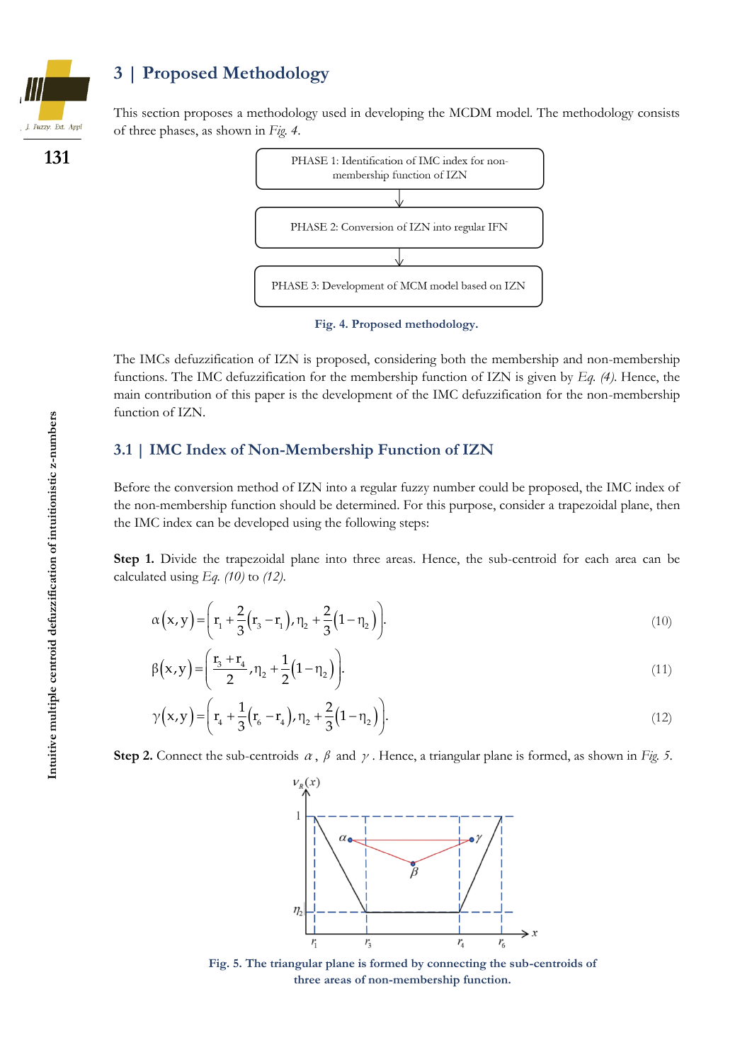## 3 | Proposed Methodology

This section proposes a methodology used in developing the MCDM model. The methodology consists of three phases, as shown in *Fig. 4*.

PHASE 1: Identification of IMC index for non-membership function of IZN

PHASE 2: Conversion of IZN into regular IFN

PHASE 3: Development of MCM model based on IZN

**Fig. 4. Proposed methodology.**

The IMCs defuzzification of IZN is proposed, considering both the membership and non-membership functions. The IMC defuzzification for the membership function of IZN is given by *Eq. (4)*. Hence, the main contribution of this paper is the development of the IMC defuzzification for the non-membership function of IZN.

### 3.1 | IMC Index of Non-Membership Function of IZN

Before the conversion method of IZN into a regular fuzzy number could be proposed, the IMC index of the non-membership function should be determined. For this purpose, consider a trapezoidal plane, then the IMC index can be developed using the following steps:

**Step 1.** Divide the trapezoidal plane into three areas. Hence, the sub-centroid for each area can be calculated using *Eq. (10)* to *(12)*.

$$\alpha(x,y)=\left(r_1+\frac{2}{3}(r_3-r_1),\eta_2+\frac{2}{3}(1-\eta_2)\right). \tag{10}$$

$$\beta(x,y)=\left(\frac{r_3+r_4}{2},\eta_2+\frac{1}{2}(1-\eta_2)\right). \tag{11}$$

$$\gamma(x,y)=\left(r_4+\frac{1}{3}(r_6-r_4),\eta_2+\frac{2}{3}(1-\eta_2)\right). \tag{12}$$

**Step 2.** Connect the sub-centroids $\alpha$, $\beta$ and $\gamma$. Hence, a triangular plane is formed, as shown in *Fig. 5*.

**Fig. 5. The triangular plane is formed by connecting the sub-centroids of three areas of non-membership function.**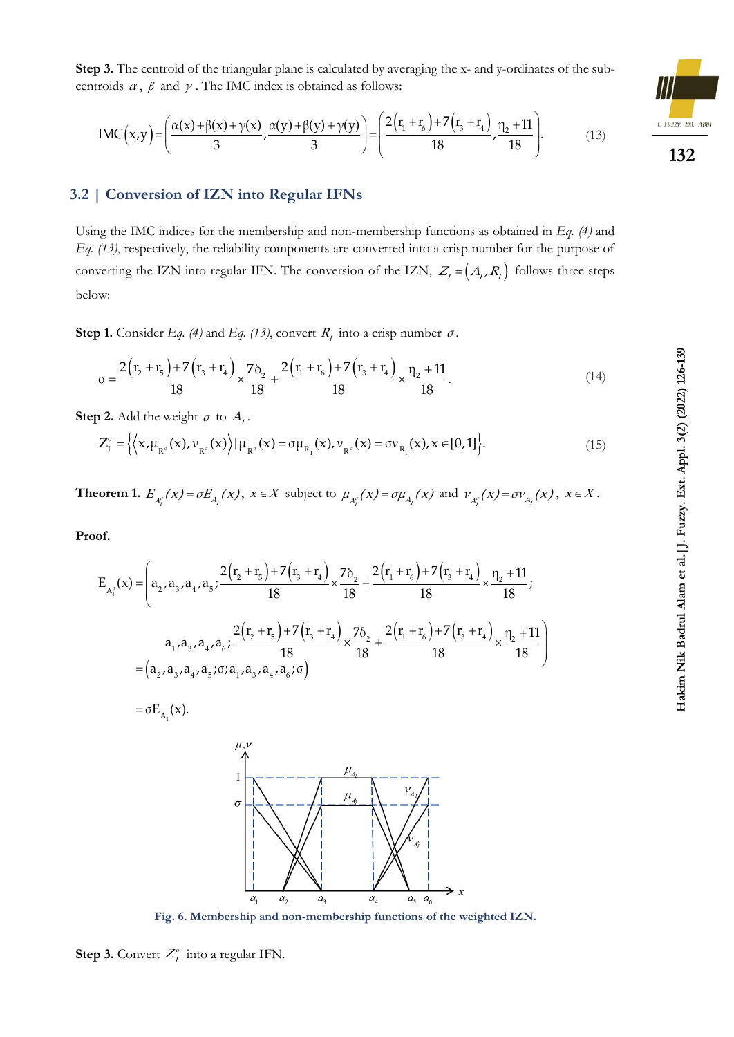**Step 3.** The centroid of the triangular plane is calculated by averaging the x- and y-ordinates of the sub-centroids $\alpha$, $\beta$ and $\gamma$. The IMC index is obtained as follows:

$$\mathrm{IMC}(x,y)=\left(\frac{\alpha(x)+\beta(x)+\gamma(x)}{3},\frac{\alpha(y)+\beta(y)+\gamma(y)}{3}\right)=\left(\frac{2\left(r_1+r_6\right)+7\left(r_3+r_4\right)}{18},\frac{\eta_2+11}{18}\right). \tag{13}$$

## 3.2 | Conversion of IZN into Regular IFNs

Using the IMC indices for the membership and non-membership functions as obtained in *Eq. (4)* and *Eq. (13)*, respectively, the reliability components are converted into a crisp number for the purpose of converting the IZN into regular IFN. The conversion of the IZN, $Z_I=\left(A_I,R_I\right)$ follows three steps below:

**Step 1.** Consider *Eq. (4)* and *Eq. (13)*, convert $R_I$ into a crisp number $\sigma$.

$$\sigma=\frac{2\left(r_2+r_5\right)+7\left(r_3+r_4\right)}{18}\times\frac{7\delta_2}{18}+\frac{2\left(r_1+r_6\right)+7\left(r_3+r_4\right)}{18}\times\frac{\eta_2+11}{18}. \tag{14}$$

**Step 2.** Add the weight $\sigma$ to $A_I$.

$$Z_I^{\sigma}=\left\{\left\langle x,\mu_{R^{\sigma}}(x),\nu_{R^{\sigma}}(x)\right\rangle \mid \mu_{R^{\sigma}}(x)=\sigma\mu_{R_I}(x),\nu_{R^{\sigma}}(x)=\sigma\nu_{R_I}(x),x\in[0,1]\right\}. \tag{15}$$

**Theorem 1.** $E_{A_I^{\sigma}}(x)=\sigma E_{A_I}(x)$, $x\in X$ subject to $\mu_{A_I^{\sigma}}(x)=\sigma\mu_{A_I}(x)$ and $\nu_{A_I^{\sigma}}(x)=\sigma\nu_{A_I}(x)$, $x\in X$.

**Proof.**

$$\begin{aligned}
E_{A_I^{\sigma}}(x)&=\Bigg(a_2,a_3,a_4,a_5;\frac{2\left(r_2+r_5\right)+7\left(r_3+r_4\right)}{18}\times\frac{7\delta_2}{18}+\frac{2\left(r_1+r_6\right)+7\left(r_3+r_4\right)}{18}\times\frac{\eta_2+11}{18};\\
&\qquad a_1,a_3,a_4,a_6;\frac{2\left(r_2+r_5\right)+7\left(r_3+r_4\right)}{18}\times\frac{7\delta_2}{18}+\frac{2\left(r_1+r_6\right)+7\left(r_3+r_4\right)}{18}\times\frac{\eta_2+11}{18}\Bigg)\\
&=\left(a_2,a_3,a_4,a_5;\sigma;a_1,a_3,a_4,a_6;\sigma\right)\\
&=\sigma E_{A_I}(x).
\end{aligned}$$

**Fig. 6. Membership and non-membership functions of the weighted IZN.**

**Step 3.** Convert $Z_I^{\sigma}$ into a regular IFN.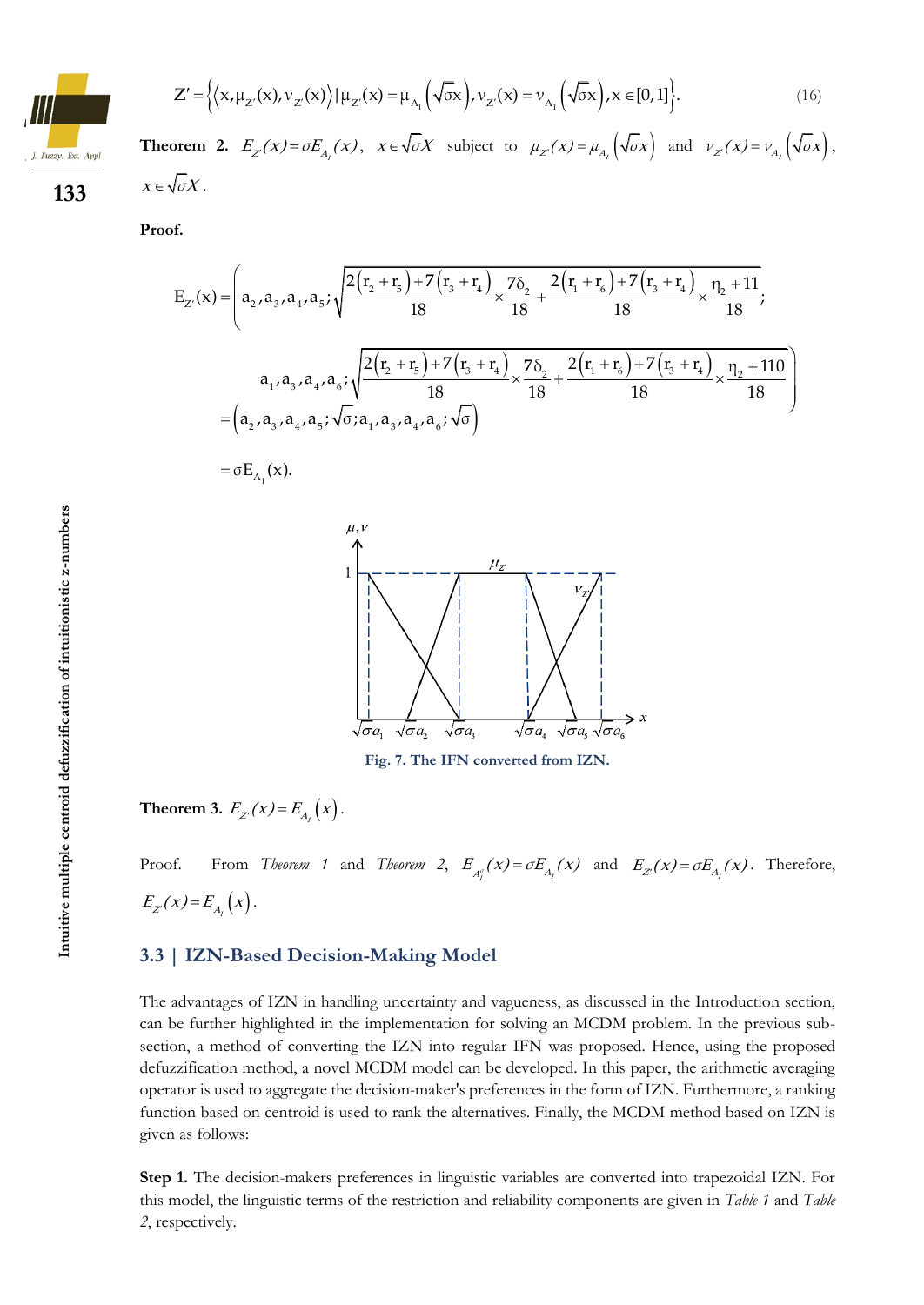$$Z' = \left\{ \left\langle x, \mu_{Z'}(x), \nu_{Z'}(x) \right\rangle \mid \mu_{Z'}(x) = \mu_{A_1}\left(\sqrt{\sigma}x\right), \nu_{Z'}(x) = \nu_{A_1}\left(\sqrt{\sigma}x\right), x \in [0,1] \right\}. \tag{16}$$

**Theorem 2.** $E_{Z'}(x) = \sigma E_{A_I}(x)$, $x \in \sqrt{\sigma}X$ subject to $\mu_{Z'}(x) = \mu_{A_I}\left(\sqrt{\sigma}x\right)$ and $\nu_{Z'}(x) = \nu_{A_I}\left(\sqrt{\sigma}x\right)$, $x \in \sqrt{\sigma}X$.

**Proof.**

$$\begin{aligned}
E_{Z'}(x) = &\left( a_2, a_3, a_4, a_5; \sqrt{\frac{2\left(r_2+r_5\right)+7\left(r_3+r_4\right)}{18} \times \frac{7\delta_2}{18} + \frac{2\left(r_1+r_6\right)+7\left(r_3+r_4\right)}{18} \times \frac{\eta_2+11}{18}}; \right. \\
&\left. a_1, a_3, a_4, a_6; \sqrt{\frac{2\left(r_2+r_5\right)+7\left(r_3+r_4\right)}{18} \times \frac{7\delta_2}{18} + \frac{2\left(r_1+r_6\right)+7\left(r_3+r_4\right)}{18} \times \frac{\eta_2+110}{18}} \right) \\
= &\left( a_2, a_3, a_4, a_5; \sqrt{\sigma}; a_1, a_3, a_4, a_6; \sqrt{\sigma} \right) \\
= &\,\sigma E_{A_1}(x).
\end{aligned}$$

**Fig. 7. The IFN converted from IZN.**

**Theorem 3.** $E_{Z'}(x) = E_{A_I}\left(x\right)$.

Proof. From *Theorem 1* and *Theorem 2*, $E_{A_I^{\sigma}}(x) = \sigma E_{A_I}(x)$ and $E_{Z'}(x) = \sigma E_{A_I}(x)$. Therefore, $E_{Z'}(x) = E_{A_I}\left(x\right)$.

### 3.3 | IZN-Based Decision-Making Model

The advantages of IZN in handling uncertainty and vagueness, as discussed in the Introduction section, can be further highlighted in the implementation for solving an MCDM problem. In the previous sub-section, a method of converting the IZN into regular IFN was proposed. Hence, using the proposed defuzzification method, a novel MCDM model can be developed. In this paper, the arithmetic averaging operator is used to aggregate the decision-maker's preferences in the form of IZN. Furthermore, a ranking function based on centroid is used to rank the alternatives. Finally, the MCDM method based on IZN is given as follows:

**Step 1.** The decision-makers preferences in linguistic variables are converted into trapezoidal IZN. For this model, the linguistic terms of the restriction and reliability components are given in *Table 1* and *Table 2*, respectively.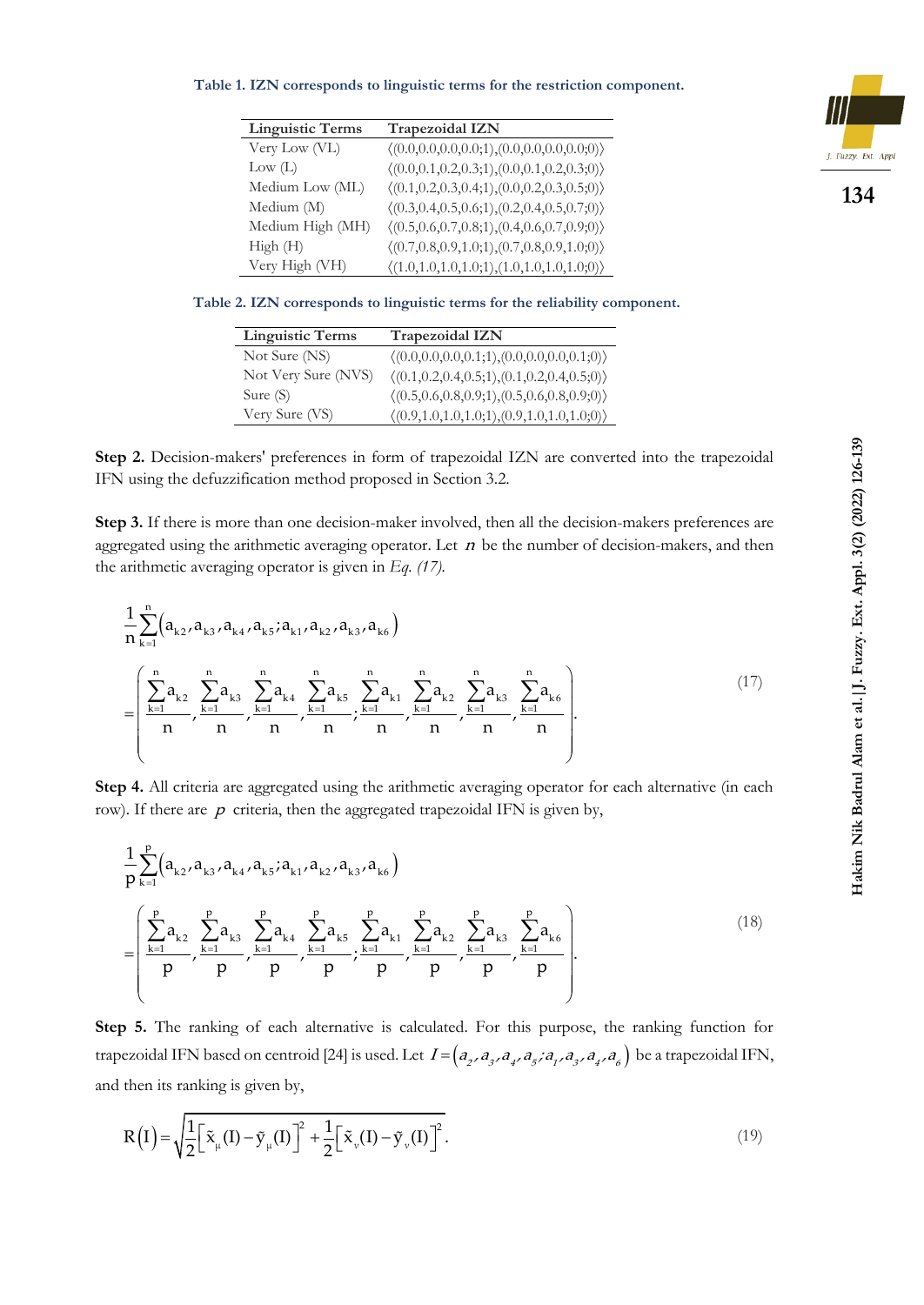**Table 1. IZN corresponds to linguistic terms for the restriction component.**

| Linguistic Terms | Trapezoidal IZN |
|---|---|
| Very Low (VL) | ⟨(0.0,0.0,0.0,0.0;1),(0.0,0.0,0.0,0.0;0)⟩ |
| Low (L) | ⟨(0.0,0.1,0.2,0.3;1),(0.0,0.1,0.2,0.3;0)⟩ |
| Medium Low (ML) | ⟨(0.1,0.2,0.3,0.4;1),(0.0,0.2,0.3,0.5;0)⟩ |
| Medium (M) | ⟨(0.3,0.4,0.5,0.6;1),(0.2,0.4,0.5,0.7;0)⟩ |
| Medium High (MH) | ⟨(0.5,0.6,0.7,0.8;1),(0.4,0.6,0.7,0.9;0)⟩ |
| High (H) | ⟨(0.7,0.8,0.9,1.0;1),(0.7,0.8,0.9,1.0;0)⟩ |
| Very High (VH) | ⟨(1.0,1.0,1.0,1.0;1),(1.0,1.0,1.0,1.0;0)⟩ |

**Table 2. IZN corresponds to linguistic terms for the reliability component.**

| Linguistic Terms | Trapezoidal IZN |
|---|---|
| Not Sure (NS) | ⟨(0.0,0.0,0.0,0.1;1),(0.0,0.0,0.0,0.1;0)⟩ |
| Not Very Sure (NVS) | ⟨(0.1,0.2,0.4,0.5;1),(0.1,0.2,0.4,0.5;0)⟩ |
| Sure (S) | ⟨(0.5,0.6,0.8,0.9;1),(0.5,0.6,0.8,0.9;0)⟩ |
| Very Sure (VS) | ⟨(0.9,1.0,1.0,1.0;1),(0.9,1.0,1.0,1.0;0)⟩ |

**Step 2.** Decision-makers' preferences in form of trapezoidal IZN are converted into the trapezoidal IFN using the defuzzification method proposed in Section 3.2.

**Step 3.** If there is more than one decision-maker involved, then all the decision-makers preferences are aggregated using the arithmetic averaging operator. Let $n$ be the number of decision-makers, and then the arithmetic averaging operator is given in *Eq. (17)*.

$$\frac{1}{n}\sum_{k=1}^{n}\left(a_{k2},a_{k3},a_{k4},a_{k5};a_{k1},a_{k2},a_{k3},a_{k6}\right) = \left(\frac{\sum_{k=1}^{n}a_{k2}}{n},\frac{\sum_{k=1}^{n}a_{k3}}{n},\frac{\sum_{k=1}^{n}a_{k4}}{n},\frac{\sum_{k=1}^{n}a_{k5}}{n};\frac{\sum_{k=1}^{n}a_{k1}}{n},\frac{\sum_{k=1}^{n}a_{k2}}{n},\frac{\sum_{k=1}^{n}a_{k3}}{n},\frac{\sum_{k=1}^{n}a_{k6}}{n}\right). \tag{17}$$

**Step 4.** All criteria are aggregated using the arithmetic averaging operator for each alternative (in each row). If there are $p$ criteria, then the aggregated trapezoidal IFN is given by,

$$\frac{1}{p}\sum_{k=1}^{p}\left(a_{k2},a_{k3},a_{k4},a_{k5};a_{k1},a_{k2},a_{k3},a_{k6}\right) = \left(\frac{\sum_{k=1}^{p}a_{k2}}{p},\frac{\sum_{k=1}^{p}a_{k3}}{p},\frac{\sum_{k=1}^{p}a_{k4}}{p},\frac{\sum_{k=1}^{p}a_{k5}}{p};\frac{\sum_{k=1}^{p}a_{k1}}{p},\frac{\sum_{k=1}^{p}a_{k2}}{p},\frac{\sum_{k=1}^{p}a_{k3}}{p},\frac{\sum_{k=1}^{p}a_{k6}}{p}\right). \tag{18}$$

**Step 5.** The ranking of each alternative is calculated. For this purpose, the ranking function for trapezoidal IFN based on centroid [24] is used. Let $I=\left(a_2,a_3,a_4,a_5;a_1,a_3,a_4,a_6\right)$ be a trapezoidal IFN, and then its ranking is given by,

$$R\left(I\right)=\sqrt{\frac{1}{2}\left[\tilde{x}_{\mu}(I)-\tilde{y}_{\mu}(I)\right]^2+\frac{1}{2}\left[\tilde{x}_{v}(I)-\tilde{y}_{v}(I)\right]^2}. \tag{19}$$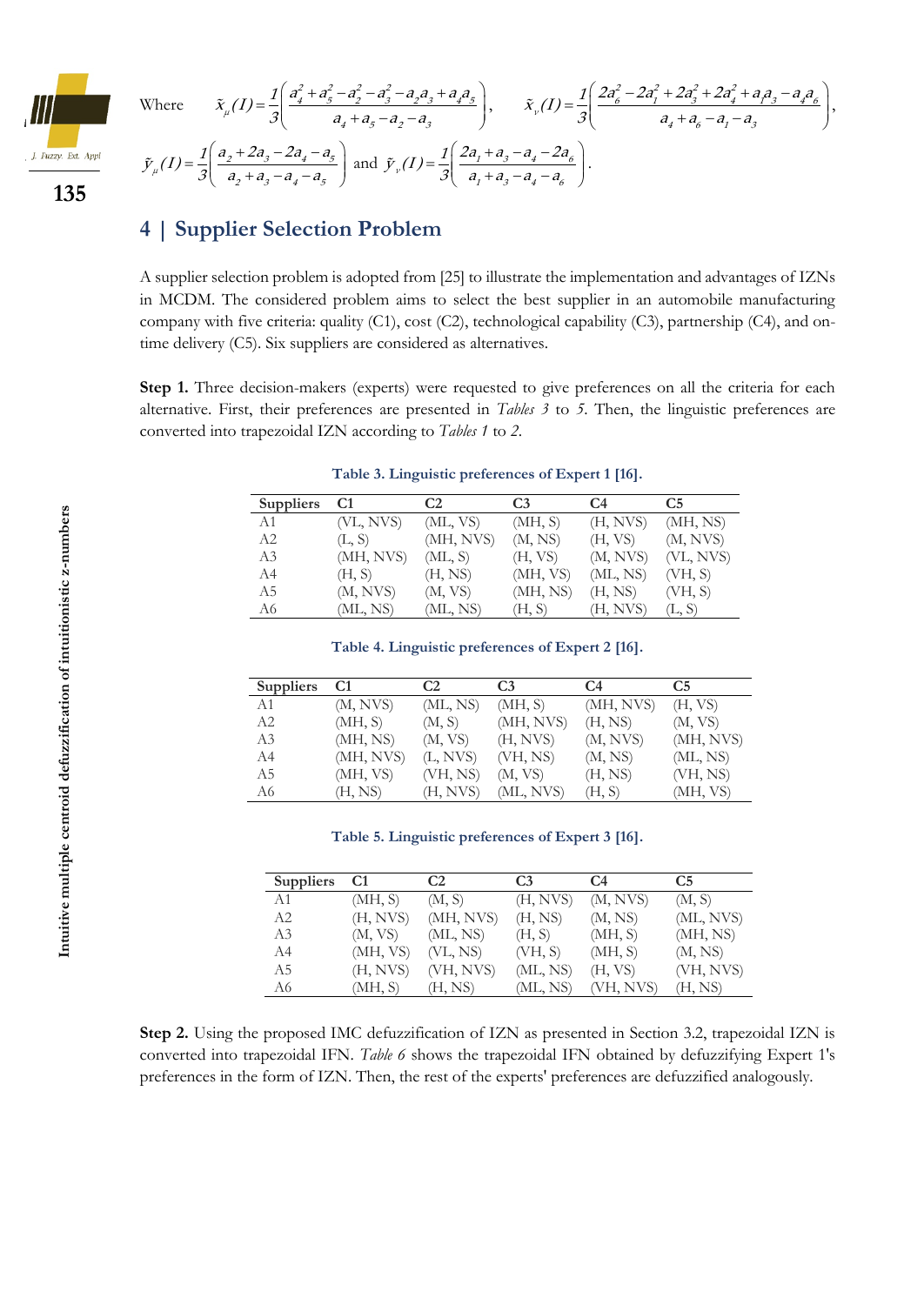Where $\tilde{x}_\mu(I)=\frac{1}{3}\left(\frac{a_4^2+a_5^2-a_2^2-a_3^2-a_2a_3+a_4a_5}{a_4+a_5-a_2-a_3}\right)$, $\tilde{x}_\nu(I)=\frac{1}{3}\left(\frac{2a_6^2-2a_1^2+2a_3^2+2a_4^2+a_1a_3-a_4a_6}{a_4+a_6-a_1-a_3}\right)$,

$\tilde{y}_\mu(I)=\frac{1}{3}\left(\frac{a_2+2a_3-2a_4-a_5}{a_2+a_3-a_4-a_5}\right)$ and $\tilde{y}_\nu(I)=\frac{1}{3}\left(\frac{2a_1+a_3-a_4-2a_6}{a_1+a_3-a_4-a_6}\right)$.

## 4 | Supplier Selection Problem

A supplier selection problem is adopted from [25] to illustrate the implementation and advantages of IZNs in MCDM. The considered problem aims to select the best supplier in an automobile manufacturing company with five criteria: quality (C1), cost (C2), technological capability (C3), partnership (C4), and on-time delivery (C5). Six suppliers are considered as alternatives.

**Step 1.** Three decision-makers (experts) were requested to give preferences on all the criteria for each alternative. First, their preferences are presented in *Tables 3* to *5*. Then, the linguistic preferences are converted into trapezoidal IZN according to *Tables 1* to *2*.

**Table 3. Linguistic preferences of Expert 1 [16].**

| Suppliers | C1 | C2 | C3 | C4 | C5 |
|---|---|---|---|---|---|
| A1 | (VL, NVS) | (ML, VS) | (MH, S) | (H, NVS) | (MH, NS) |
| A2 | (L, S) | (MH, NVS) | (M, NS) | (H, VS) | (M, NVS) |
| A3 | (MH, NVS) | (ML, S) | (H, VS) | (M, NVS) | (VL, NVS) |
| A4 | (H, S) | (H, NS) | (MH, VS) | (ML, NS) | (VH, S) |
| A5 | (M, NVS) | (M, VS) | (MH, NS) | (H, NS) | (VH, S) |
| A6 | (ML, NS) | (ML, NS) | (H, S) | (H, NVS) | (L, S) |

**Table 4. Linguistic preferences of Expert 2 [16].**

| Suppliers | C1 | C2 | C3 | C4 | C5 |
|---|---|---|---|---|---|
| A1 | (M, NVS) | (ML, NS) | (MH, S) | (MH, NVS) | (H, VS) |
| A2 | (MH, S) | (M, S) | (MH, NVS) | (H, NS) | (M, VS) |
| A3 | (MH, NS) | (M, VS) | (H, NVS) | (M, NVS) | (MH, NVS) |
| A4 | (MH, NVS) | (L, NVS) | (VH, NS) | (M, NS) | (ML, NS) |
| A5 | (MH, VS) | (VH, NS) | (M, VS) | (H, NS) | (VH, NS) |
| A6 | (H, NS) | (H, NVS) | (ML, NVS) | (H, S) | (MH, VS) |

**Table 5. Linguistic preferences of Expert 3 [16].**

| Suppliers | C1 | C2 | C3 | C4 | C5 |
|---|---|---|---|---|---|
| A1 | (MH, S) | (M, S) | (H, NVS) | (M, NVS) | (M, S) |
| A2 | (H, NVS) | (MH, NVS) | (H, NS) | (M, NS) | (ML, NVS) |
| A3 | (M, VS) | (ML, NS) | (H, S) | (MH, S) | (MH, NS) |
| A4 | (MH, VS) | (VL, NS) | (VH, S) | (MH, S) | (M, NS) |
| A5 | (H, NVS) | (VH, NVS) | (ML, NS) | (H, VS) | (VH, NVS) |
| A6 | (MH, S) | (H, NS) | (ML, NS) | (VH, NVS) | (H, NS) |

**Step 2.** Using the proposed IMC defuzzification of IZN as presented in Section 3.2, trapezoidal IZN is converted into trapezoidal IFN. *Table 6* shows the trapezoidal IFN obtained by defuzzifying Expert 1's preferences in the form of IZN. Then, the rest of the experts' preferences are defuzzified analogously.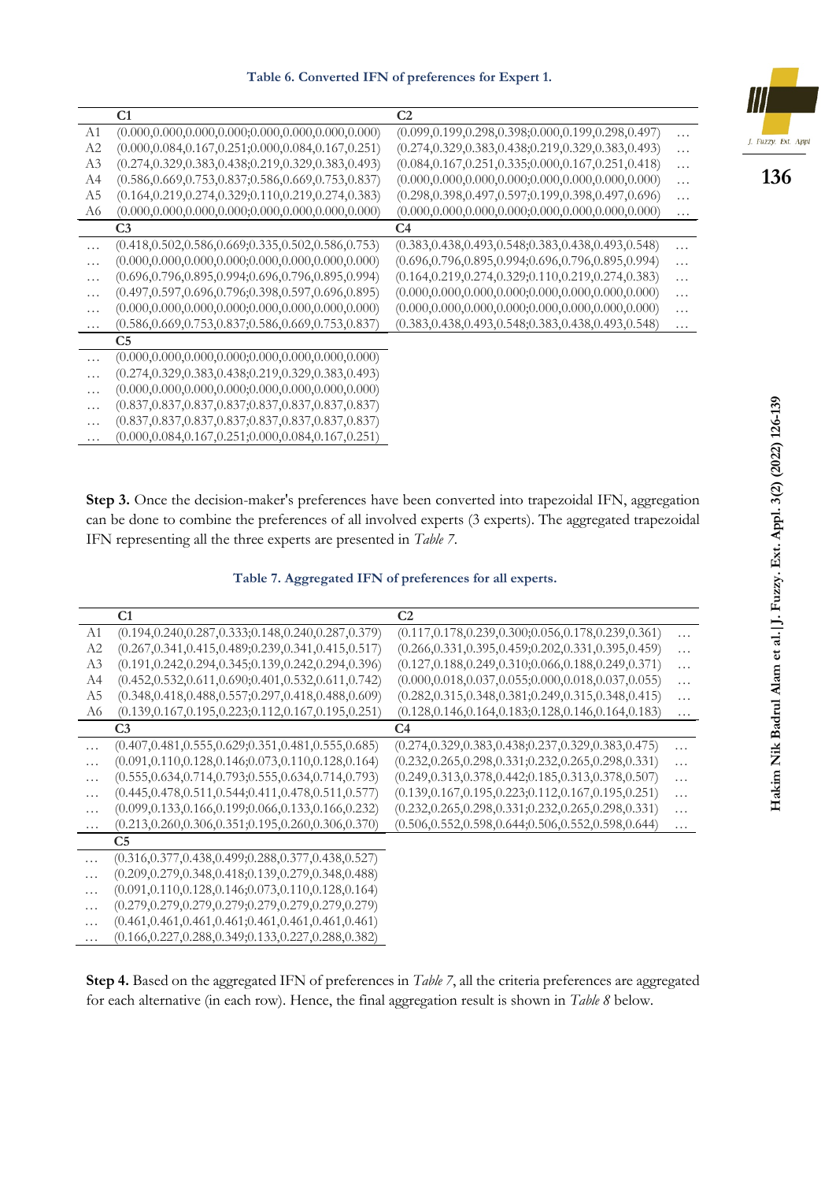**Table 6. Converted IFN of preferences for Expert 1.**

| | C1 | C2 | C3 | C4 | C5 |
|---|---|---|---|---|---|
| A1 | (0.000,0.000,0.000,0.000;0.000,0.000,0.000,0.000) | (0.099,0.199,0.298,0.398;0.000,0.199,0.298,0.497) | (0.418,0.502,0.586,0.669;0.335,0.502,0.586,0.753) | (0.383,0.438,0.493,0.548;0.383,0.438,0.493,0.548) | (0.000,0.000,0.000,0.000;0.000,0.000,0.000,0.000) |
| A2 | (0.000,0.084,0.167,0.251;0.000,0.084,0.167,0.251) | (0.274,0.329,0.383,0.438;0.219,0.329,0.383,0.493) | (0.000,0.000,0.000,0.000;0.000,0.000,0.000,0.000) | (0.696,0.796,0.895,0.994;0.696,0.796,0.895,0.994) | (0.274,0.329,0.383,0.438;0.219,0.329,0.383,0.493) |
| A3 | (0.274,0.329,0.383,0.438;0.219,0.329,0.383,0.493) | (0.084,0.167,0.251,0.335;0.000,0.167,0.251,0.418) | (0.696,0.796,0.895,0.994;0.696,0.796,0.895,0.994) | (0.164,0.219,0.274,0.329;0.110,0.219,0.274,0.383) | (0.000,0.000,0.000,0.000;0.000,0.000,0.000,0.000) |
| A4 | (0.586,0.669,0.753,0.837;0.586,0.669,0.753,0.837) | (0.000,0.000,0.000,0.000;0.000,0.000,0.000,0.000) | (0.497,0.597,0.696,0.796;0.398,0.597,0.696,0.895) | (0.000,0.000,0.000,0.000;0.000,0.000,0.000,0.000) | (0.837,0.837,0.837,0.837;0.837,0.837,0.837,0.837) |
| A5 | (0.164,0.219,0.274,0.329;0.110,0.219,0.274,0.383) | (0.298,0.398,0.497,0.597;0.199,0.398,0.497,0.696) | (0.000,0.000,0.000,0.000;0.000,0.000,0.000,0.000) | (0.000,0.000,0.000,0.000;0.000,0.000,0.000,0.000) | (0.837,0.837,0.837,0.837;0.837,0.837,0.837,0.837) |
| A6 | (0.000,0.000,0.000,0.000;0.000,0.000,0.000,0.000) | (0.000,0.000,0.000,0.000;0.000,0.000,0.000,0.000) | (0.586,0.669,0.753,0.837;0.586,0.669,0.753,0.837) | (0.383,0.438,0.493,0.548;0.383,0.438,0.493,0.548) | (0.000,0.084,0.167,0.251;0.000,0.084,0.167,0.251) |

**Step 3.** Once the decision-maker's preferences have been converted into trapezoidal IFN, aggregation can be done to combine the preferences of all involved experts (3 experts). The aggregated trapezoidal IFN representing all the three experts are presented in *Table 7*.

**Table 7. Aggregated IFN of preferences for all experts.**

| | C1 | C2 | C3 | C4 | C5 |
|---|---|---|---|---|---|
| A1 | (0.194,0.240,0.287,0.333;0.148,0.240,0.287,0.379) | (0.117,0.178,0.239,0.300;0.056,0.178,0.239,0.361) | (0.407,0.481,0.555,0.629;0.351,0.481,0.555,0.685) | (0.274,0.329,0.383,0.438;0.237,0.329,0.383,0.475) | (0.316,0.377,0.438,0.499;0.288,0.377,0.438,0.527) |
| A2 | (0.267,0.341,0.415,0.489;0.239,0.341,0.415,0.517) | (0.266,0.331,0.395,0.459;0.202,0.331,0.395,0.459) | (0.091,0.110,0.128,0.146;0.073,0.110,0.128,0.164) | (0.232,0.265,0.298,0.331;0.232,0.265,0.298,0.331) | (0.209,0.279,0.348,0.418;0.139,0.279,0.348,0.488) |
| A3 | (0.191,0.242,0.294,0.345;0.139,0.242,0.294,0.396) | (0.127,0.188,0.249,0.310;0.066,0.188,0.249,0.371) | (0.555,0.634,0.714,0.793;0.555,0.634,0.714,0.793) | (0.249,0.313,0.378,0.442;0.185,0.313,0.378,0.507) | (0.091,0.110,0.128,0.146;0.073,0.110,0.128,0.164) |
| A4 | (0.452,0.532,0.611,0.690;0.401,0.532,0.611,0.742) | (0.000,0.018,0.037,0.055;0.000,0.018,0.037,0.055) | (0.445,0.478,0.511,0.544;0.411,0.478,0.511,0.577) | (0.139,0.167,0.195,0.223;0.112,0.167,0.195,0.251) | (0.279,0.279,0.279,0.279;0.279,0.279,0.279,0.279) |
| A5 | (0.348,0.418,0.488,0.557;0.297,0.418,0.488,0.609) | (0.282,0.315,0.348,0.381;0.249,0.315,0.348,0.415) | (0.099,0.133,0.166,0.199;0.066,0.133,0.166,0.232) | (0.232,0.265,0.298,0.331;0.232,0.265,0.298,0.331) | (0.461,0.461,0.461,0.461;0.461,0.461,0.461,0.461) |
| A6 | (0.139,0.167,0.195,0.223;0.112,0.167,0.195,0.251) | (0.128,0.146,0.164,0.183;0.128,0.146,0.164,0.183) | (0.213,0.260,0.306,0.351;0.195,0.260,0.306,0.370) | (0.506,0.552,0.598,0.644;0.506,0.552,0.598,0.644) | (0.166,0.227,0.288,0.349;0.133,0.227,0.288,0.382) |

**Step 4.** Based on the aggregated IFN of preferences in *Table 7*, all the criteria preferences are aggregated for each alternative (in each row). Hence, the final aggregation result is shown in *Table 8* below.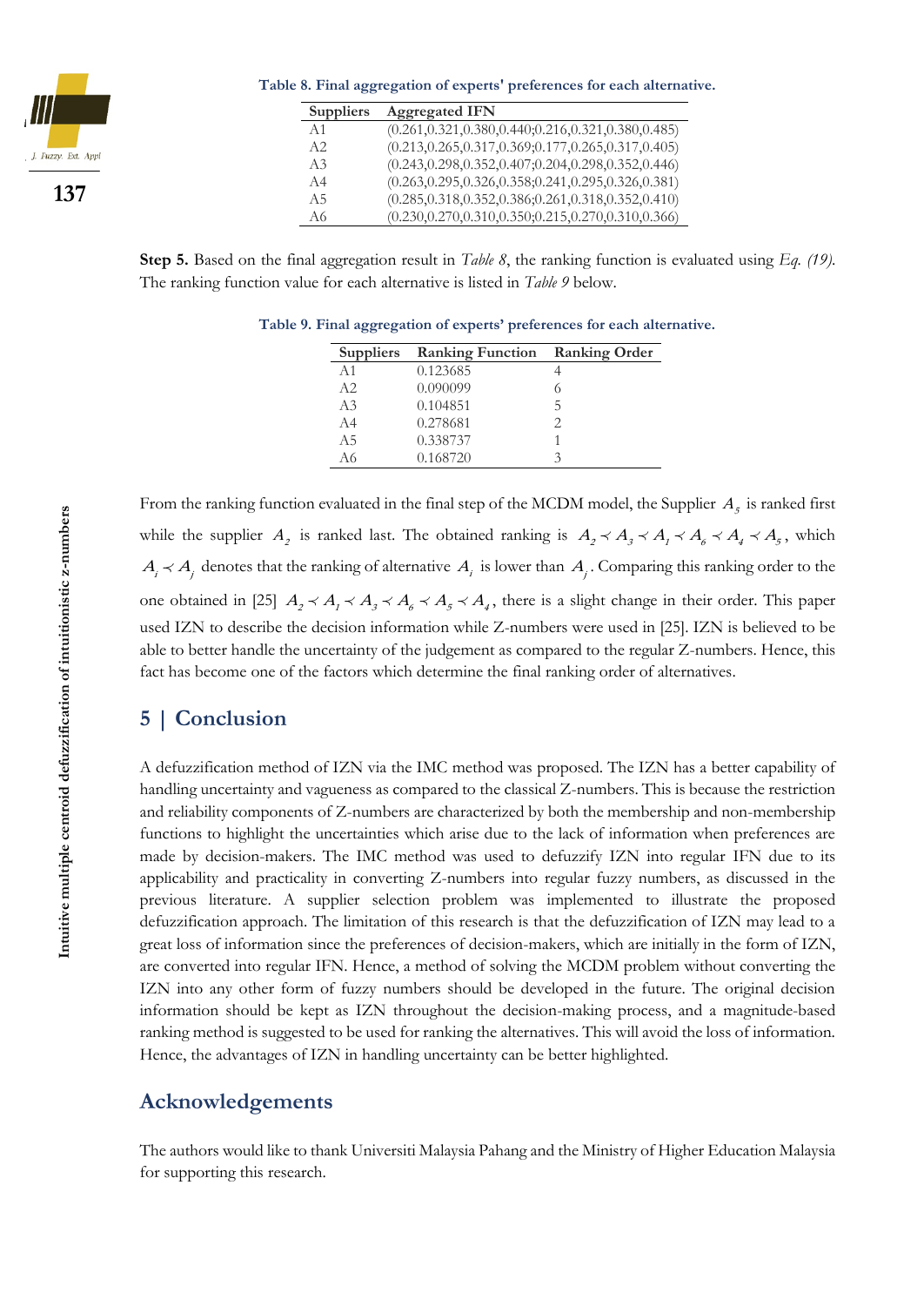Table 8. Final aggregation of experts' preferences for each alternative.

| Suppliers | Aggregated IFN |
|---|---|
| A1 | (0.261,0.321,0.380,0.440;0.216,0.321,0.380,0.485) |
| A2 | (0.213,0.265,0.317,0.369;0.177,0.265,0.317,0.405) |
| A3 | (0.243,0.298,0.352,0.407;0.204,0.298,0.352,0.446) |
| A4 | (0.263,0.295,0.326,0.358;0.241,0.295,0.326,0.381) |
| A5 | (0.285,0.318,0.352,0.386;0.261,0.318,0.352,0.410) |
| A6 | (0.230,0.270,0.310,0.350;0.215,0.270,0.310,0.366) |

**Step 5.** Based on the final aggregation result in *Table 8*, the ranking function is evaluated using *Eq. (19)*. The ranking function value for each alternative is listed in *Table 9* below.

Table 9. Final aggregation of experts' preferences for each alternative.

| Suppliers | Ranking Function | Ranking Order |
|---|---|---|
| A1 | 0.123685 | 4 |
| A2 | 0.090099 | 6 |
| A3 | 0.104851 | 5 |
| A4 | 0.278681 | 2 |
| A5 | 0.338737 | 1 |
| A6 | 0.168720 | 3 |

From the ranking function evaluated in the final step of the MCDM model, the Supplier $A_5$ is ranked first while the supplier $A_2$ is ranked last. The obtained ranking is $A_2 \prec A_3 \prec A_1 \prec A_6 \prec A_4 \prec A_5$, which $A_i \prec A_j$ denotes that the ranking of alternative $A_i$ is lower than $A_j$. Comparing this ranking order to the one obtained in [25] $A_2 \prec A_1 \prec A_3 \prec A_6 \prec A_5 \prec A_4$, there is a slight change in their order. This paper used IZN to describe the decision information while Z-numbers were used in [25]. IZN is believed to be able to better handle the uncertainty of the judgement as compared to the regular Z-numbers. Hence, this fact has become one of the factors which determine the final ranking order of alternatives.

## 5 | Conclusion

A defuzzification method of IZN via the IMC method was proposed. The IZN has a better capability of handling uncertainty and vagueness as compared to the classical Z-numbers. This is because the restriction and reliability components of Z-numbers are characterized by both the membership and non-membership functions to highlight the uncertainties which arise due to the lack of information when preferences are made by decision-makers. The IMC method was used to defuzzify IZN into regular IFN due to its applicability and practicality in converting Z-numbers into regular fuzzy numbers, as discussed in the previous literature. A supplier selection problem was implemented to illustrate the proposed defuzzification approach. The limitation of this research is that the defuzzification of IZN may lead to a great loss of information since the preferences of decision-makers, which are initially in the form of IZN, are converted into regular IFN. Hence, a method of solving the MCDM problem without converting the IZN into any other form of fuzzy numbers should be developed in the future. The original decision information should be kept as IZN throughout the decision-making process, and a magnitude-based ranking method is suggested to be used for ranking the alternatives. This will avoid the loss of information. Hence, the advantages of IZN in handling uncertainty can be better highlighted.

## Acknowledgements

The authors would like to thank Universiti Malaysia Pahang and the Ministry of Higher Education Malaysia for supporting this research.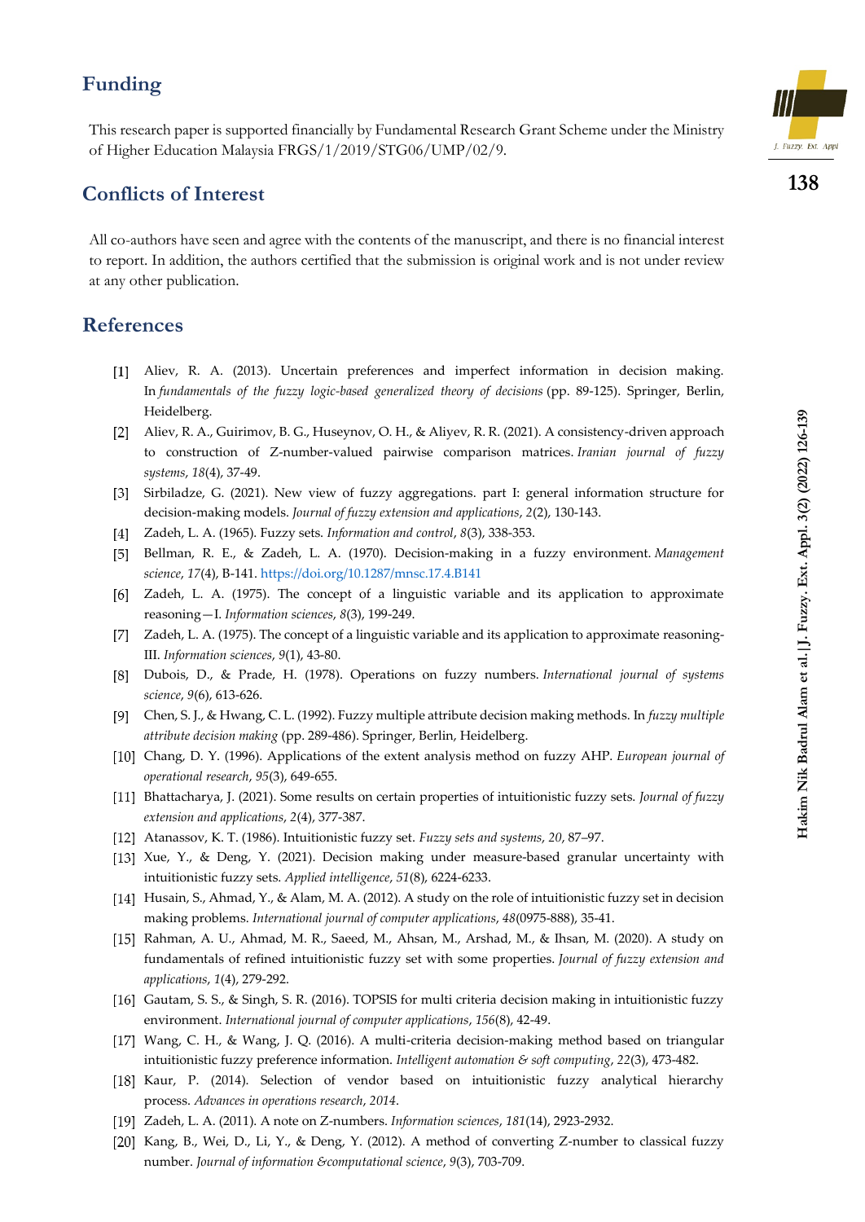## Funding

This research paper is supported financially by Fundamental Research Grant Scheme under the Ministry of Higher Education Malaysia FRGS/1/2019/STG06/UMP/02/9.

## Conflicts of Interest

All co-authors have seen and agree with the contents of the manuscript, and there is no financial interest to report. In addition, the authors certified that the submission is original work and is not under review at any other publication.

## References

[1] Aliev, R. A. (2013). Uncertain preferences and imperfect information in decision making. In *fundamentals of the fuzzy logic-based generalized theory of decisions* (pp. 89-125). Springer, Berlin, Heidelberg.

[2] Aliev, R. A., Guirimov, B. G., Huseynov, O. H., & Aliyev, R. R. (2021). A consistency-driven approach to construction of Z-number-valued pairwise comparison matrices. *Iranian journal of fuzzy systems*, *18*(4), 37-49.

[3] Sirbiladze, G. (2021). New view of fuzzy aggregations. part I: general information structure for decision-making models. *Journal of fuzzy extension and applications*, *2*(2), 130-143.

[4] Zadeh, L. A. (1965). Fuzzy sets. *Information and control*, *8*(3), 338-353.

[5] Bellman, R. E., & Zadeh, L. A. (1970). Decision-making in a fuzzy environment. *Management science*, *17*(4), B-141. https://doi.org/10.1287/mnsc.17.4.B141

[6] Zadeh, L. A. (1975). The concept of a linguistic variable and its application to approximate reasoning—I. *Information sciences*, *8*(3), 199-249.

[7] Zadeh, L. A. (1975). The concept of a linguistic variable and its application to approximate reasoning-III. *Information sciences*, *9*(1), 43-80.

[8] Dubois, D., & Prade, H. (1978). Operations on fuzzy numbers. *International journal of systems science*, *9*(6), 613-626.

[9] Chen, S. J., & Hwang, C. L. (1992). Fuzzy multiple attribute decision making methods. In *fuzzy multiple attribute decision making* (pp. 289-486). Springer, Berlin, Heidelberg.

[10] Chang, D. Y. (1996). Applications of the extent analysis method on fuzzy AHP. *European journal of operational research*, *95*(3), 649-655.

[11] Bhattacharya, J. (2021). Some results on certain properties of intuitionistic fuzzy sets. *Journal of fuzzy extension and applications*, *2*(4), 377-387.

[12] Atanassov, K. T. (1986). Intuitionistic fuzzy set. *Fuzzy sets and systems*, *20*, 87–97.

[13] Xue, Y., & Deng, Y. (2021). Decision making under measure-based granular uncertainty with intuitionistic fuzzy sets. *Applied intelligence*, *51*(8), 6224-6233.

[14] Husain, S., Ahmad, Y., & Alam, M. A. (2012). A study on the role of intuitionistic fuzzy set in decision making problems. *International journal of computer applications*, *48*(0975-888), 35-41.

[15] Rahman, A. U., Ahmad, M. R., Saeed, M., Ahsan, M., Arshad, M., & Ihsan, M. (2020). A study on fundamentals of refined intuitionistic fuzzy set with some properties. *Journal of fuzzy extension and applications*, *1*(4), 279-292.

[16] Gautam, S. S., & Singh, S. R. (2016). TOPSIS for multi criteria decision making in intuitionistic fuzzy environment. *International journal of computer applications*, *156*(8), 42-49.

[17] Wang, C. H., & Wang, J. Q. (2016). A multi-criteria decision-making method based on triangular intuitionistic fuzzy preference information. *Intelligent automation & soft computing*, *22*(3), 473-482.

[18] Kaur, P. (2014). Selection of vendor based on intuitionistic fuzzy analytical hierarchy process. *Advances in operations research*, *2014*.

[19] Zadeh, L. A. (2011). A note on Z-numbers. *Information sciences*, *181*(14), 2923-2932.

[20] Kang, B., Wei, D., Li, Y., & Deng, Y. (2012). A method of converting Z-number to classical fuzzy number. *Journal of information &computational science*, *9*(3), 703-709.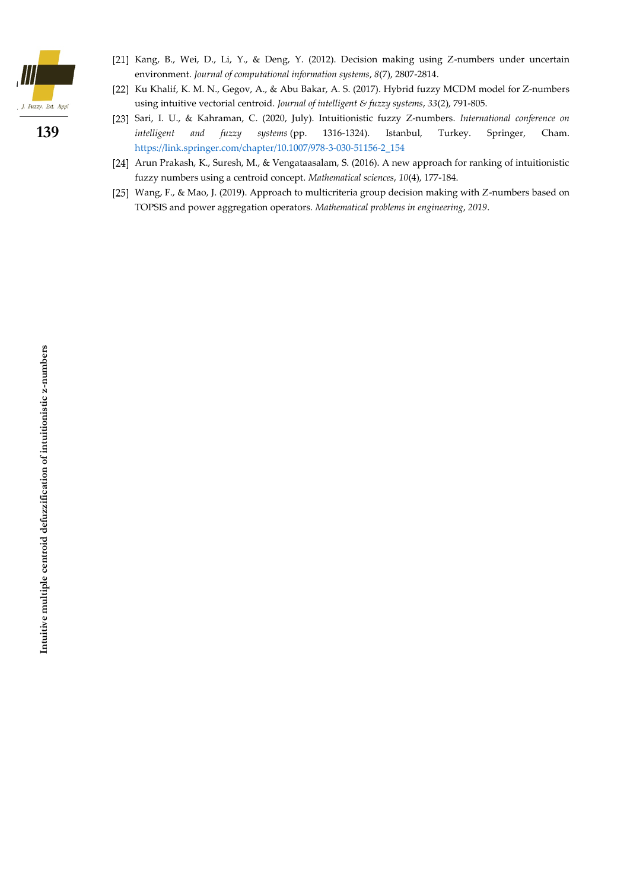[21] Kang, B., Wei, D., Li, Y., & Deng, Y. (2012). Decision making using Z-numbers under uncertain environment. *Journal of computational information systems*, *8*(7), 2807-2814.

[22] Ku Khalif, K. M. N., Gegov, A., & Abu Bakar, A. S. (2017). Hybrid fuzzy MCDM model for Z-numbers using intuitive vectorial centroid. *Journal of intelligent & fuzzy systems*, *33*(2), 791-805.

[23] Sari, I. U., & Kahraman, C. (2020, July). Intuitionistic fuzzy Z-numbers. *International conference on intelligent and fuzzy systems* (pp. 1316-1324). Istanbul, Turkey. Springer, Cham. https://link.springer.com/chapter/10.1007/978-3-030-51156-2_154

[24] Arun Prakash, K., Suresh, M., & Vengataasalam, S. (2016). A new approach for ranking of intuitionistic fuzzy numbers using a centroid concept. *Mathematical sciences*, *10*(4), 177-184.

[25] Wang, F., & Mao, J. (2019). Approach to multicriteria group decision making with Z-numbers based on TOPSIS and power aggregation operators. *Mathematical problems in engineering*, *2019*.